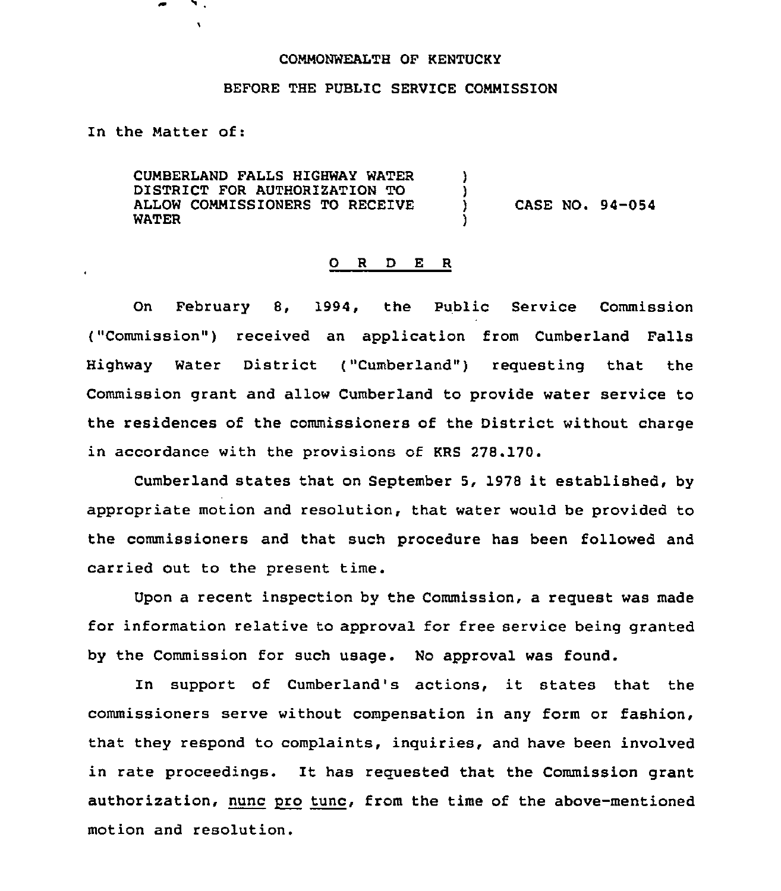COMMONWEALTH OF KENTUCKY

BEFORE THE PUBLIC SERVICE COMMISSION

In the Matter of:

CUMBERLAND FALLS HIGHWAY WATER DISTRICT FOR AUTHORIZATION TO ALLOW COMMISSIONERS TO RECEIVE WATER ) CASE NO. 94-054

# O R D E R

On February 8, 1994, the Public Service Commission ("Commission") received an application from Cumberland Falls Highway Water District ("Cumberland") requesting that the Commission grant and allow Cumberland to provide water service to the residences of the commissioners of the District without charge in accordance with the provisions of KRS 278.170.

Cumberland states that on September 5, 1978 it established, by appropriate motion and resolution, that water would be provided to the commissioners and that such procedure has been followed and carried out to the present time.

Upon a recent inspection by the Commission, a request was made for information relative to approval for free service being granted by the Commission for such usage. No approval was found.

In support of Cumberland's actions, it states that the commissioners serve without compensation in any form or fashion, that they respond to complaints, inquiries, and have been involved in rate proceedings. It has requested that the Commission grant authorization, nunc pro tunc, from the time of the above-mentioned motion and resolution.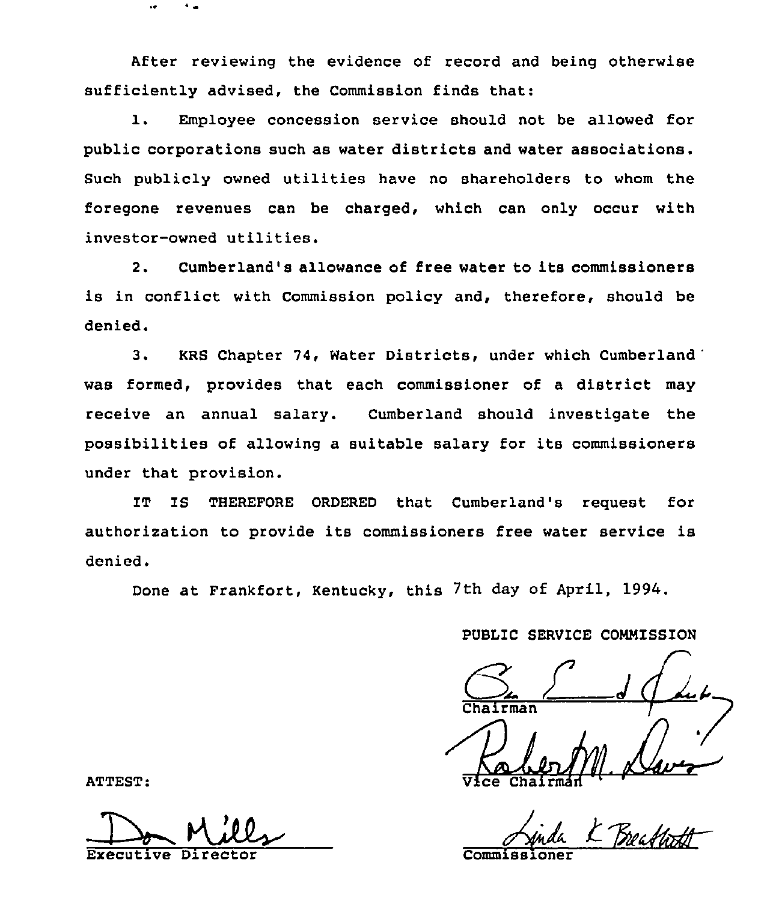After reviewing the evidence of record and being otherwise sufficiently advised, the Commission finds that:

1. Employee concession service should not be allowed for public corporations such as water districts and water associations. Such publicly owned utilities have no shareholders to whom the foregone revenues can be charged, which can only occur with investor-owned utilities.

2. Cumberland's allowance of free water to its commissioners is in conflict with Commission policy and, therefore, should be denied.

3. KRS Chapter 74, Water Districts, under which Cumberland was formed, provides that each commissioner of a district may receive an annual salary. Cumberland should investigate the possibilities of allowing a suitable salary for its commissioners under that provision.

IT IS THEREFORE ORDERED that Cumberland's request for authorization to provide its commissioners free water service is denied.

Done at Frankfort, Kentucky, this 7th day of April, 1994.

PUBLIC SERVICE COMMISSION

Chairman

Vice Chairman

Commissioner

ATTEST:

Executive Director